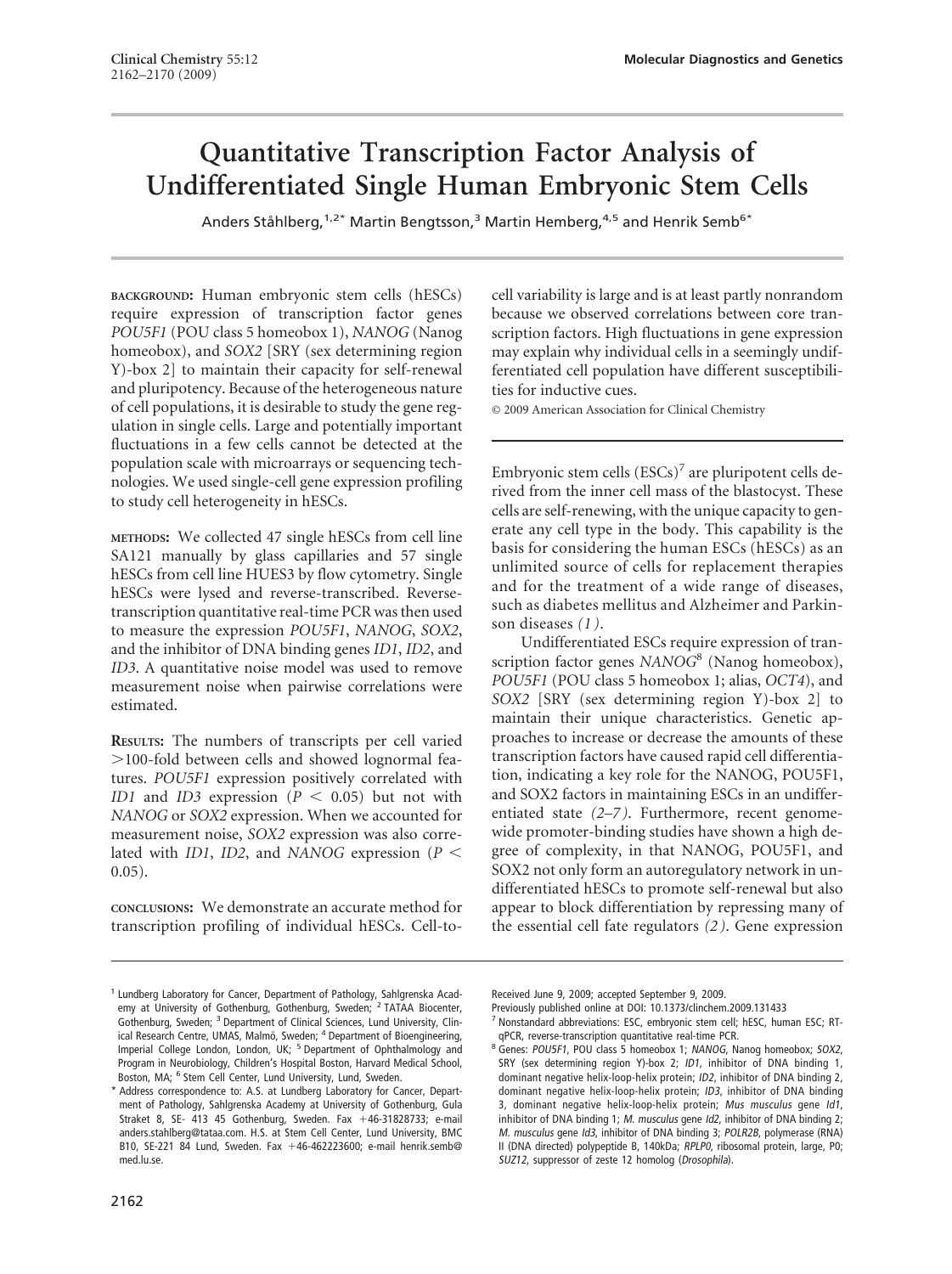# Quantitative Transcription Factor Analysis of Undifferentiated Single Human Embryonic Stem Cells

Anders Ståhlberg,[1,2*] Martin Bengtsson,[3] Martin Hemberg,[4,5] and Henrik Semb[6*]

**BACKGROUND:** Human embryonic stem cells (hESCs) require expression of transcription factor genes *POU5F1* (POU class 5 homeobox 1), *NANOG* (Nanog homeobox), and *SOX2* [SRY (sex determining region Y)-box 2] to maintain their capacity for self-renewal and pluripotency. Because of the heterogeneous nature of cell populations, it is desirable to study the gene regulation in single cells. Large and potentially important fluctuations in a few cells cannot be detected at the population scale with microarrays or sequencing technologies. We used single-cell gene expression profiling to study cell heterogeneity in hESCs.

**METHODS:** We collected 47 single hESCs from cell line SA121 manually by glass capillaries and 57 single hESCs from cell line HUES3 by flow cytometry. Single hESCs were lysed and reverse-transcribed. Reverse-transcription quantitative real-time PCR was then used to measure the expression *POU5F1*, *NANOG*, *SOX2*, and the inhibitor of DNA binding genes *ID1*, *ID2*, and *ID3*. A quantitative noise model was used to remove measurement noise when pairwise correlations were estimated.

**RESULTS:** The numbers of transcripts per cell varied >100-fold between cells and showed lognormal features. *POU5F1* expression positively correlated with *ID1* and *ID3* expression ($P < 0.05$) but not with *NANOG* or *SOX2* expression. When we accounted for measurement noise, *SOX2* expression was also correlated with *ID1*, *ID2*, and *NANOG* expression ($P < 0.05$).

**CONCLUSIONS:** We demonstrate an accurate method for transcription profiling of individual hESCs. Cell-to-cell variability is large and is at least partly nonrandom because we observed correlations between core transcription factors. High fluctuations in gene expression may explain why individual cells in a seemingly undifferentiated cell population have different susceptibilities for inductive cues.

© 2009 American Association for Clinical Chemistry

Embryonic stem cells (ESCs)[7] are pluripotent cells derived from the inner cell mass of the blastocyst. These cells are self-renewing, with the unique capacity to generate any cell type in the body. This capability is the basis for considering the human ESCs (hESCs) as an unlimited source of cells for replacement therapies and for the treatment of a wide range of diseases, such as diabetes mellitus and Alzheimer and Parkinson diseases *(1)*.

Undifferentiated ESCs require expression of transcription factor genes *NANOG*[8] (Nanog homeobox), *POU5F1* (POU class 5 homeobox 1; alias, *OCT4*), and *SOX2* [SRY (sex determining region Y)-box 2] to maintain their unique characteristics. Genetic approaches to increase or decrease the amounts of these transcription factors have caused rapid cell differentiation, indicating a key role for the NANOG, POU5F1, and SOX2 factors in maintaining ESCs in an undifferentiated state *(2–7)*. Furthermore, recent genome-wide promoter-binding studies have shown a high degree of complexity, in that NANOG, POU5F1, and SOX2 not only form an autoregulatory network in undifferentiated hESCs to promote self-renewal but also appear to block differentiation by repressing many of the essential cell fate regulators *(2)*. Gene expression

---

[1] Lundberg Laboratory for Cancer, Department of Pathology, Sahlgrenska Academy at University of Gothenburg, Gothenburg, Sweden; [2] TATAA Biocenter, Gothenburg, Sweden; [3] Department of Clinical Sciences, Lund University, Clinical Research Centre, UMAS, Malmö, Sweden; [4] Department of Bioengineering, Imperial College London, London, UK; [5] Department of Ophthalmology and Program in Neurobiology, Children's Hospital Boston, Harvard Medical School, Boston, MA; [6] Stem Cell Center, Lund University, Lund, Sweden.

\* Address correspondence to: A.S. at Lundberg Laboratory for Cancer, Department of Pathology, Sahlgrenska Academy at University of Gothenburg, Gula Straket 8, SE- 413 45 Gothenburg, Sweden. Fax +46-31828733; e-mail anders.stahlberg@tataa.com. H.S. at Stem Cell Center, Lund University, BMC B10, SE-221 84 Lund, Sweden. Fax +46-462223600; e-mail henrik.semb@med.lu.se.

Received June 9, 2009; accepted September 9, 2009.

Previously published online at DOI: 10.1373/clinchem.2009.131433

[7] Nonstandard abbreviations: ESC, embryonic stem cell; hESC, human ESC; RT-qPCR, reverse-transcription quantitative real-time PCR.

[8] Genes: *POU5F1*, POU class 5 homeobox 1; *NANOG*, Nanog homeobox; *SOX2*, SRY (sex determining region Y)-box 2; *ID1*, inhibitor of DNA binding 1, dominant negative helix-loop-helix protein; *ID2*, inhibitor of DNA binding 2, dominant negative helix-loop-helix protein; *ID3*, inhibitor of DNA binding 3, dominant negative helix-loop-helix protein; *Mus musculus* gene *Id1*, inhibitor of DNA binding 1; *M. musculus* gene *Id2*, inhibitor of DNA binding 2; *M. musculus* gene *Id3*, inhibitor of DNA binding 3; *POLR2B*, polymerase (RNA) II (DNA directed) polypeptide B, 140kDa; *RPLP0*, ribosomal protein, large, P0; *SUZ12*, suppressor of zeste 12 homolog (*Drosophila*).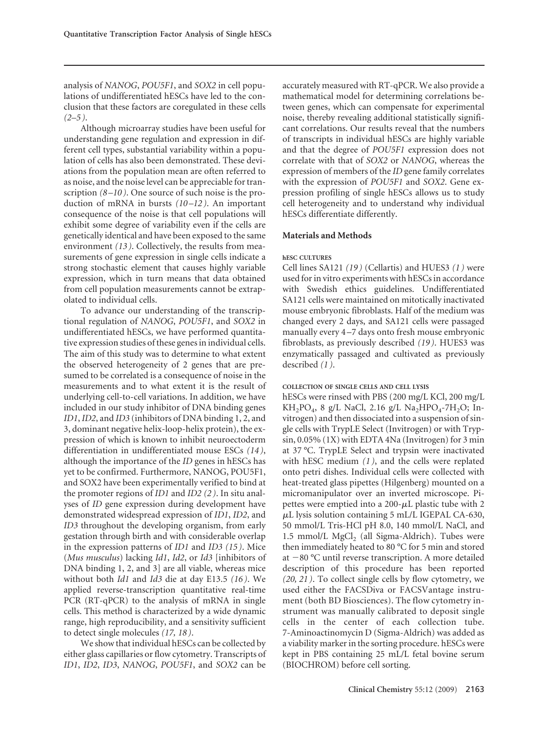analysis of *NANOG*, *POU5F1*, and *SOX2* in cell populations of undifferentiated hESCs have led to the conclusion that these factors are coregulated in these cells *(2–5)*.

Although microarray studies have been useful for understanding gene regulation and expression in different cell types, substantial variability within a population of cells has also been demonstrated. These deviations from the population mean are often referred to as noise, and the noise level can be appreciable for transcription *(8–10)*. One source of such noise is the production of mRNA in bursts *(10–12)*. An important consequence of the noise is that cell populations will exhibit some degree of variability even if the cells are genetically identical and have been exposed to the same environment *(13)*. Collectively, the results from measurements of gene expression in single cells indicate a strong stochastic element that causes highly variable expression, which in turn means that data obtained from cell population measurements cannot be extrapolated to individual cells.

To advance our understanding of the transcriptional regulation of *NANOG*, *POU5F1*, and *SOX2* in undifferentiated hESCs, we have performed quantitative expression studies of these genes in individual cells. The aim of this study was to determine to what extent the observed heterogeneity of 2 genes that are presumed to be correlated is a consequence of noise in the measurements and to what extent it is the result of underlying cell-to-cell variations. In addition, we have included in our study inhibitor of DNA binding genes *ID1*, *ID2*, and *ID3* (inhibitors of DNA binding 1, 2, and 3, dominant negative helix-loop-helix protein), the expression of which is known to inhibit neuroectoderm differentiation in undifferentiated mouse ESCs *(14)*, although the importance of the *ID* genes in hESCs has yet to be confirmed. Furthermore, NANOG, POU5F1, and SOX2 have been experimentally verified to bind at the promoter regions of *ID1* and *ID2 (2)*. In situ analyses of *ID* gene expression during development have demonstrated widespread expression of *ID1*, *ID2*, and *ID3* throughout the developing organism, from early gestation through birth and with considerable overlap in the expression patterns of *ID1* and *ID3 (15)*. Mice (*Mus musculus*) lacking *Id1*, *Id2*, or *Id3* [inhibitors of DNA binding 1, 2, and 3] are all viable, whereas mice without both *Id1* and *Id3* die at day E13.5 *(16)*. We applied reverse-transcription quantitative real-time PCR (RT-qPCR) to the analysis of mRNA in single cells. This method is characterized by a wide dynamic range, high reproducibility, and a sensitivity sufficient to detect single molecules *(17, 18)*.

We show that individual hESCs can be collected by either glass capillaries or flow cytometry. Transcripts of *ID1*, *ID2*, *ID3*, *NANOG*, *POU5F1*, and *SOX2* can be accurately measured with RT-qPCR. We also provide a mathematical model for determining correlations between genes, which can compensate for experimental noise, thereby revealing additional statistically significant correlations. Our results reveal that the numbers of transcripts in individual hESCs are highly variable and that the degree of *POU5F1* expression does not correlate with that of *SOX2* or *NANOG*, whereas the expression of members of the *ID* gene family correlates with the expression of *POU5F1* and *SOX2*. Gene expression profiling of single hESCs allows us to study cell heterogeneity and to understand why individual hESCs differentiate differently.

## Materials and Methods

### hESC CULTURES

Cell lines SA121 *(19)* (Cellartis) and HUES3 *(1)* were used for in vitro experiments with hESCs in accordance with Swedish ethics guidelines. Undifferentiated SA121 cells were maintained on mitotically inactivated mouse embryonic fibroblasts. Half of the medium was changed every 2 days, and SA121 cells were passaged manually every 4–7 days onto fresh mouse embryonic fibroblasts, as previously described *(19)*. HUES3 was enzymatically passaged and cultivated as previously described *(1)*.

### COLLECTION OF SINGLE CELLS AND CELL LYSIS

hESCs were rinsed with PBS (200 mg/L KCl, 200 mg/L $KH_2PO_4$, 8 g/L NaCl, 2.16 g/L $Na_2HPO_4$-$7H_2O$; Invitrogen) and then dissociated into a suspension of single cells with TrypLE Select (Invitrogen) or with Trypsin, 0.05% (1X) with EDTA 4Na (Invitrogen) for 3 min at 37 °C. TrypLE Select and trypsin were inactivated with hESC medium *(1)*, and the cells were replated onto petri dishes. Individual cells were collected with heat-treated glass pipettes (Hilgenberg) mounted on a micromanipulator over an inverted microscope. Pipettes were emptied into a 200-μL plastic tube with 2 μL lysis solution containing 5 mL/L IGEPAL CA-630, 50 mmol/L Tris-HCl pH 8.0, 140 mmol/L NaCl, and 1.5 mmol/L $MgCl_2$ (all Sigma-Aldrich). Tubes were then immediately heated to 80 °C for 5 min and stored at −80 °C until reverse transcription. A more detailed description of this procedure has been reported *(20, 21)*. To collect single cells by flow cytometry, we used either the FACSDiva or FACSVantage instrument (both BD Biosciences). The flow cytometry instrument was manually calibrated to deposit single cells in the center of each collection tube. 7-Aminoactinomycin D (Sigma-Aldrich) was added as a viability marker in the sorting procedure. hESCs were kept in PBS containing 25 mL/L fetal bovine serum (BIOCHROM) before cell sorting.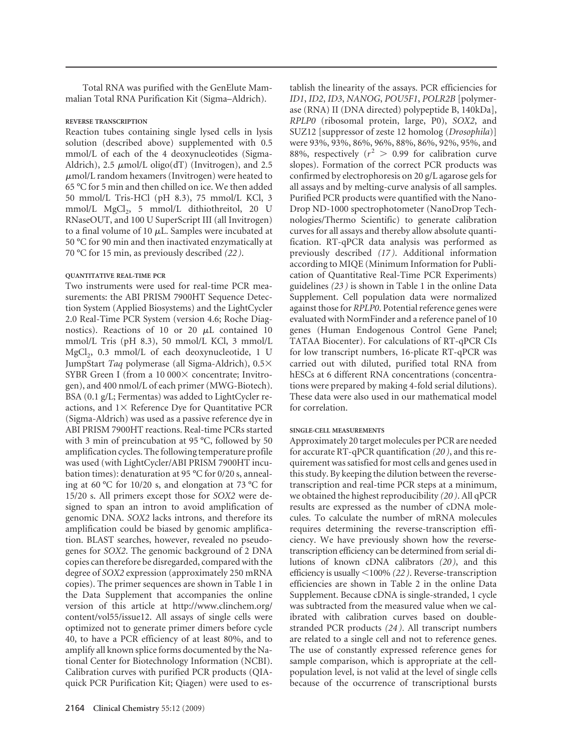Total RNA was purified with the GenElute Mammalian Total RNA Purification Kit (Sigma–Aldrich).

### REVERSE TRANSCRIPTION

Reaction tubes containing single lysed cells in lysis solution (described above) supplemented with 0.5 mmol/L of each of the 4 deoxynucleotides (Sigma-Aldrich), 2.5 μmol/L oligo(dT) (Invitrogen), and 2.5 μmol/L random hexamers (Invitrogen) were heated to 65 °C for 5 min and then chilled on ice. We then added 50 mmol/L Tris-HCl (pH 8.3), 75 mmol/L KCl, 3 mmol/L $MgCl_2$, 5 mmol/L dithiothreitol, 20 U RNaseOUT, and 100 U SuperScript III (all Invitrogen) to a final volume of 10 μL. Samples were incubated at 50 °C for 90 min and then inactivated enzymatically at 70 °C for 15 min, as previously described *(22)*.

### QUANTITATIVE REAL-TIME PCR

Two instruments were used for real-time PCR measurements: the ABI PRISM 7900HT Sequence Detection System (Applied Biosystems) and the LightCycler 2.0 Real-Time PCR System (version 4.6; Roche Diagnostics). Reactions of 10 or 20 μL contained 10 mmol/L Tris (pH 8.3), 50 mmol/L KCl, 3 mmol/L $MgCl_2$, 0.3 mmol/L of each deoxynucleotide, 1 U JumpStart *Taq* polymerase (all Sigma-Aldrich), 0.5× SYBR Green I (from a 10 000× concentrate; Invitrogen), and 400 nmol/L of each primer (MWG-Biotech). BSA (0.1 g/L; Fermentas) was added to LightCycler reactions, and 1× Reference Dye for Quantitative PCR (Sigma-Aldrich) was used as a passive reference dye in ABI PRISM 7900HT reactions. Real-time PCRs started with 3 min of preincubation at 95 °C, followed by 50 amplification cycles. The following temperature profile was used (with LightCycler/ABI PRISM 7900HT incubation times): denaturation at 95 °C for 0/20 s, annealing at 60 °C for 10/20 s, and elongation at 73 °C for 15/20 s. All primers except those for *SOX2* were designed to span an intron to avoid amplification of genomic DNA. *SOX2* lacks introns, and therefore its amplification could be biased by genomic amplification. BLAST searches, however, revealed no pseudogenes for *SOX2*. The genomic background of 2 DNA copies can therefore be disregarded, compared with the degree of *SOX2* expression (approximately 250 mRNA copies). The primer sequences are shown in Table 1 in the Data Supplement that accompanies the online version of this article at http://www.clinchem.org/content/vol55/issue12. All assays of single cells were optimized not to generate primer dimers before cycle 40, to have a PCR efficiency of at least 80%, and to amplify all known splice forms documented by the National Center for Biotechnology Information (NCBI). Calibration curves with purified PCR products (QIAquick PCR Purification Kit; Qiagen) were used to establish the linearity of the assays. PCR efficiencies for *ID1*, *ID2*, *ID3*, *NANOG*, *POU5F1*, *POLR2B* [polymerase (RNA) II (DNA directed) polypeptide B, 140kDa], *RPLP0* (ribosomal protein, large, P0), *SOX2*, and SUZ12 [suppressor of zeste 12 homolog (*Drosophila*)] were 93%, 93%, 86%, 96%, 88%, 86%, 92%, 95%, and 88%, respectively ($r^2 > 0.99$ for calibration curve slopes). Formation of the correct PCR products was confirmed by electrophoresis on 20 g/L agarose gels for all assays and by melting-curve analysis of all samples. Purified PCR products were quantified with the NanoDrop ND-1000 spectrophotometer (NanoDrop Technologies/Thermo Scientific) to generate calibration curves for all assays and thereby allow absolute quantification. RT-qPCR data analysis was performed as previously described *(17)*. Additional information according to MIQE (Minimum Information for Publication of Quantitative Real-Time PCR Experiments) guidelines *(23)* is shown in Table 1 in the online Data Supplement. Cell population data were normalized against those for *RPLP0*. Potential reference genes were evaluated with NormFinder and a reference panel of 10 genes (Human Endogenous Control Gene Panel; TATAA Biocenter). For calculations of RT-qPCR CIs for low transcript numbers, 16-plicate RT-qPCR was carried out with diluted, purified total RNA from hESCs at 6 different RNA concentrations (concentrations were prepared by making 4-fold serial dilutions). These data were also used in our mathematical model for correlation.

### SINGLE-CELL MEASUREMENTS

Approximately 20 target molecules per PCR are needed for accurate RT-qPCR quantification *(20)*, and this requirement was satisfied for most cells and genes used in this study. By keeping the dilution between the reverse-transcription and real-time PCR steps at a minimum, we obtained the highest reproducibility *(20)*. All qPCR results are expressed as the number of cDNA molecules. To calculate the number of mRNA molecules requires determining the reverse-transcription efficiency. We have previously shown how the reverse-transcription efficiency can be determined from serial dilutions of known cDNA calibrators *(20)*, and this efficiency is usually <100% *(22)*. Reverse-transcription efficiencies are shown in Table 2 in the online Data Supplement. Because cDNA is single-stranded, 1 cycle was subtracted from the measured value when we calibrated with calibration curves based on double-stranded PCR products *(24)*. All transcript numbers are related to a single cell and not to reference genes. The use of constantly expressed reference genes for sample comparison, which is appropriate at the cell-population level, is not valid at the level of single cells because of the occurrence of transcriptional bursts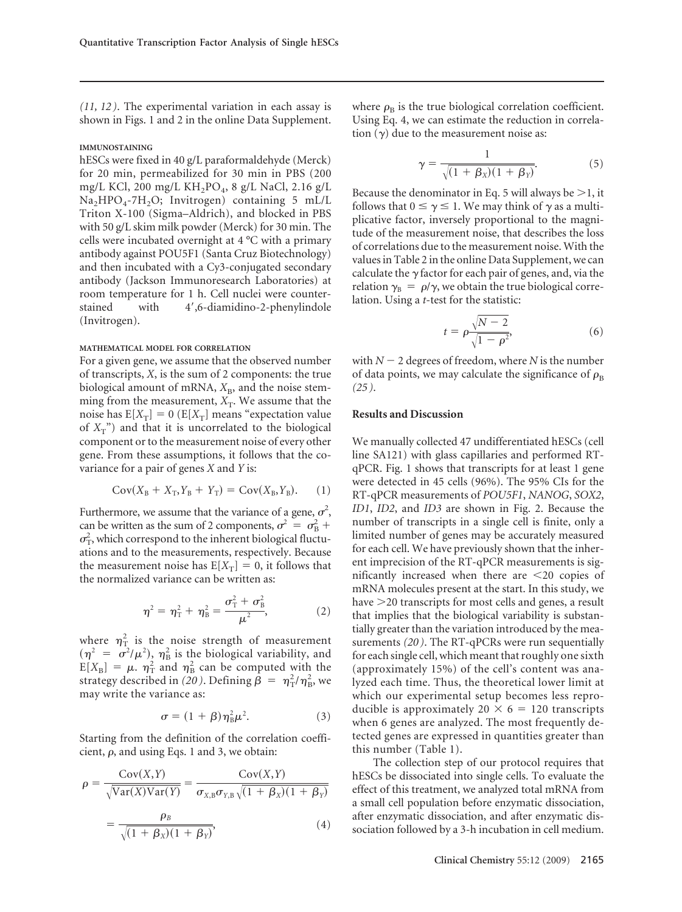(11, 12). The experimental variation in each assay is shown in Figs. 1 and 2 in the online Data Supplement.

#### IMMUNOSTAINING

hESCs were fixed in 40 g/L paraformaldehyde (Merck) for 20 min, permeabilized for 30 min in PBS (200 mg/L KCl, 200 mg/L $KH_2PO_4$, 8 g/L NaCl, 2.16 g/L $Na_2HPO_4$-$7H_2O$; Invitrogen) containing 5 mL/L Triton X-100 (Sigma–Aldrich), and blocked in PBS with 50 g/L skim milk powder (Merck) for 30 min. The cells were incubated overnight at 4 °C with a primary antibody against POU5F1 (Santa Cruz Biotechnology) and then incubated with a Cy3-conjugated secondary antibody (Jackson Immunoresearch Laboratories) at room temperature for 1 h. Cell nuclei were counterstained with 4′,6-diamidino-2-phenylindole (Invitrogen).

#### MATHEMATICAL MODEL FOR CORRELATION

For a given gene, we assume that the observed number of transcripts, $X$, is the sum of 2 components: the true biological amount of mRNA, $X_B$, and the noise stemming from the measurement, $X_T$. We assume that the noise has $E[X_T] = 0$ ($E[X_T]$ means "expectation value of $X_T$") and that it is uncorrelated to the biological component or to the measurement noise of every other gene. From these assumptions, it follows that the covariance for a pair of genes $X$ and $Y$ is:

$$\mathrm{Cov}(X_B + X_T, Y_B + Y_T) = \mathrm{Cov}(X_B, Y_B). \quad (1)$$

Furthermore, we assume that the variance of a gene, $\sigma^2$, can be written as the sum of 2 components, $\sigma^2 = \sigma_B^2 + \sigma_T^2$, which correspond to the inherent biological fluctuations and to the measurements, respectively. Because the measurement noise has $E[X_T] = 0$, it follows that the normalized variance can be written as:

$$\eta^2 = \eta_T^2 + \eta_B^2 = \frac{\sigma_T^2 + \sigma_B^2}{\mu^2}, \quad (2)$$

where $\eta_T^2$ is the noise strength of measurement ($\eta^2 = \sigma^2/\mu^2$), $\eta_B^2$ is the biological variability, and $E[X_B] = \mu$. $\eta_T^2$ and $\eta_B^2$ can be computed with the strategy described in (20). Defining $\beta = \eta_T^2/\eta_B^2$, we may write the variance as:

$$\sigma = (1 + \beta)\eta_B^2\mu^2. \quad (3)$$

Starting from the definition of the correlation coefficient, $\rho$, and using Eqs. 1 and 3, we obtain:

$$\rho = \frac{\mathrm{Cov}(X,Y)}{\sqrt{\mathrm{Var}(X)\mathrm{Var}(Y)}} = \frac{\mathrm{Cov}(X,Y)}{\sigma_{X,B}\sigma_{Y,B}\sqrt{(1 + \beta_X)(1 + \beta_Y)}}$$

$$= \frac{\rho_B}{\sqrt{(1 + \beta_X)(1 + \beta_Y)}}, \quad (4)$$

where $\rho_B$ is the true biological correlation coefficient. Using Eq. 4, we can estimate the reduction in correlation ($\gamma$) due to the measurement noise as:

$$\gamma = \frac{1}{\sqrt{(1 + \beta_X)(1 + \beta_Y)}}. \quad (5)$$

Because the denominator in Eq. 5 will always be >1, it follows that $0 \leq \gamma \leq 1$. We may think of $\gamma$ as a multiplicative factor, inversely proportional to the magnitude of the measurement noise, that describes the loss of correlations due to the measurement noise. With the values in Table 2 in the online Data Supplement, we can calculate the $\gamma$ factor for each pair of genes, and, via the relation $\gamma_B = \rho/\gamma$, we obtain the true biological correlation. Using a $t$-test for the statistic:

$$t = \rho\frac{\sqrt{N - 2}}{\sqrt{1 - \rho^2}}, \quad (6)$$

with $N - 2$ degrees of freedom, where $N$ is the number of data points, we may calculate the significance of $\rho_B$ (25).

## Results and Discussion

We manually collected 47 undifferentiated hESCs (cell line SA121) with glass capillaries and performed RT-qPCR. Fig. 1 shows that transcripts for at least 1 gene were detected in 45 cells (96%). The 95% CIs for the RT-qPCR measurements of *POU5F1*, *NANOG*, *SOX2*, *ID1*, *ID2*, and *ID3* are shown in Fig. 2. Because the number of transcripts in a single cell is finite, only a limited number of genes may be accurately measured for each cell. We have previously shown that the inherent imprecision of the RT-qPCR measurements is significantly increased when there are <20 copies of mRNA molecules present at the start. In this study, we have >20 transcripts for most cells and genes, a result that implies that the biological variability is substantially greater than the variation introduced by the measurements (20). The RT-qPCRs were run sequentially for each single cell, which meant that roughly one sixth (approximately 15%) of the cell's content was analyzed each time. Thus, the theoretical lower limit at which our experimental setup becomes less reproducible is approximately 20 × 6 = 120 transcripts when 6 genes are analyzed. The most frequently detected genes are expressed in quantities greater than this number (Table 1).

The collection step of our protocol requires that hESCs be dissociated into single cells. To evaluate the effect of this treatment, we analyzed total mRNA from a small cell population before enzymatic dissociation, after enzymatic dissociation, and after enzymatic dissociation followed by a 3-h incubation in cell medium.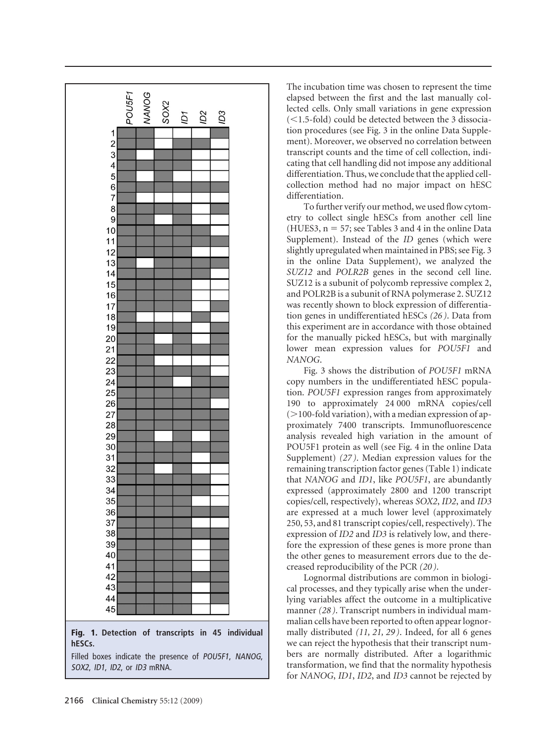| | *POU5F1* | *NANOG* | *SOX2* | *ID1* | *ID2* | *ID3* |
|---|---|---|---|---|---|---|
| 1 | ■ | ■ | □ | □ | □ | ■ |
| 2 | ■ | ■ | □ | ■ | ■ | □ |
| 3 | ■ | □ | ■ | ■ | □ | □ |
| 4 | ■ | ■ | ■ | ■ | □ | □ |
| 5 | ■ | □ | ■ | □ | □ | □ |
| 6 | ■ | ■ | ■ | ■ | ■ | ■ |
| 7 | ■ | □ | □ | □ | □ | ■ |
| 8 | ■ | ■ | ■ | ■ | □ | ■ |
| 9 | ■ | ■ | □ | ■ | □ | □ |
| 10 | ■ | ■ | ■ | ■ | ■ | □ |
| 11 | ■ | ■ | ■ | ■ | ■ | ■ |
| 12 | ■ | ■ | ■ | ■ | □ | ■ |
| 13 | ■ | □ | ■ | ■ | ■ | ■ |
| 14 | ■ | ■ | ■ | ■ | ■ | □ |
| 15 | ■ | ■ | ■ | ■ | □ | □ |
| 16 | ■ | ■ | ■ | ■ | □ | □ |
| 17 | ■ | ■ | ■ | ■ | □ | ■ |
| 18 | ■ | □ | □ | □ | ■ | □ |
| 19 | ■ | ■ | ■ | ■ | □ | ■ |
| 20 | ■ | ■ | □ | ■ | □ | ■ |
| 21 | ■ | ■ | ■ | ■ | ■ | ■ |
| 22 | ■ | ■ | □ | □ | □ | □ |
| 23 | ■ | ■ | ■ | ■ | ■ | □ |
| 24 | ■ | ■ | ■ | □ | ■ | ■ |
| 25 | ■ | ■ | ■ | ■ | ■ | ■ |
| 26 | ■ | ■ | ■ | ■ | ■ | □ |
| 27 | ■ | ■ | ■ | ■ | ■ | ■ |
| 28 | ■ | ■ | ■ | ■ | ■ | ■ |
| 29 | ■ | ■ | □ | ■ | □ | ■ |
| 30 | ■ | ■ | ■ | ■ | ■ | ■ |
| 31 | ■ | ■ | ■ | ■ | □ | ■ |
| 32 | ■ | ■ | □ | ■ | □ | □ |
| 33 | ■ | ■ | ■ | ■ | ■ | □ |
| 34 | ■ | ■ | ■ | ■ | ■ | □ |
| 35 | ■ | ■ | ■ | ■ | □ | □ |
| 36 | ■ | ■ | ■ | ■ | ■ | ■ |
| 37 | ■ | ■ | ■ | ■ | □ | □ |
| 38 | ■ | ■ | ■ | ■ | ■ | ■ |
| 39 | ■ | ■ | ■ | ■ | □ | ■ |
| 40 | ■ | ■ | ■ | ■ | □ | ■ |
| 41 | ■ | ■ | ■ | ■ | □ | ■ |
| 42 | ■ | ■ | ■ | ■ | ■ | ■ |
| 43 | ■ | ■ | ■ | ■ | □ | ■ |
| 44 | ■ | ■ | ■ | ■ | □ | ■ |
| 45 | ■ | ■ | ■ | ■ | □ | □ |

**Fig. 1. Detection of transcripts in 45 individual hESCs.**

Filled boxes indicate the presence of *POU5F1*, *NANOG*, *SOX2*, *ID1*, *ID2*, or *ID3* mRNA.

The incubation time was chosen to represent the time elapsed between the first and the last manually collected cells. Only small variations in gene expression (<1.5-fold) could be detected between the 3 dissociation procedures (see Fig. 3 in the online Data Supplement). Moreover, we observed no correlation between transcript counts and the time of cell collection, indicating that cell handling did not impose any additional differentiation. Thus, we conclude that the applied cell-collection method had no major impact on hESC differentiation.

To further verify our method, we used flow cytometry to collect single hESCs from another cell line (HUES3, n = 57; see Tables 3 and 4 in the online Data Supplement). Instead of the *ID* genes (which were slightly upregulated when maintained in PBS; see Fig. 3 in the online Data Supplement), we analyzed the *SUZ12* and *POLR2B* genes in the second cell line. SUZ12 is a subunit of polycomb repressive complex 2, and POLR2B is a subunit of RNA polymerase 2. SUZ12 was recently shown to block expression of differentiation genes in undifferentiated hESCs *(26)*. Data from this experiment are in accordance with those obtained for the manually picked hESCs, but with marginally lower mean expression values for *POU5F1* and *NANOG*.

Fig. 3 shows the distribution of *POU5F1* mRNA copy numbers in the undifferentiated hESC population. *POU5F1* expression ranges from approximately 190 to approximately 24 000 mRNA copies/cell (>100-fold variation), with a median expression of approximately 7400 transcripts. Immunofluorescence analysis revealed high variation in the amount of POU5F1 protein as well (see Fig. 4 in the online Data Supplement) *(27)*. Median expression values for the remaining transcription factor genes (Table 1) indicate that *NANOG* and *ID1*, like *POU5F1*, are abundantly expressed (approximately 2800 and 1200 transcript copies/cell, respectively), whereas *SOX2*, *ID2*, and *ID3* are expressed at a much lower level (approximately 250, 53, and 81 transcript copies/cell, respectively). The expression of *ID2* and *ID3* is relatively low, and therefore the expression of these genes is more prone than the other genes to measurement errors due to the decreased reproducibility of the PCR *(20)*.

Lognormal distributions are common in biological processes, and they typically arise when the underlying variables affect the outcome in a multiplicative manner *(28)*. Transcript numbers in individual mammalian cells have been reported to often appear lognormally distributed *(11, 21, 29)*. Indeed, for all 6 genes we can reject the hypothesis that their transcript numbers are normally distributed. After a logarithmic transformation, we find that the normality hypothesis for *NANOG*, *ID1*, *ID2*, and *ID3* cannot be rejected by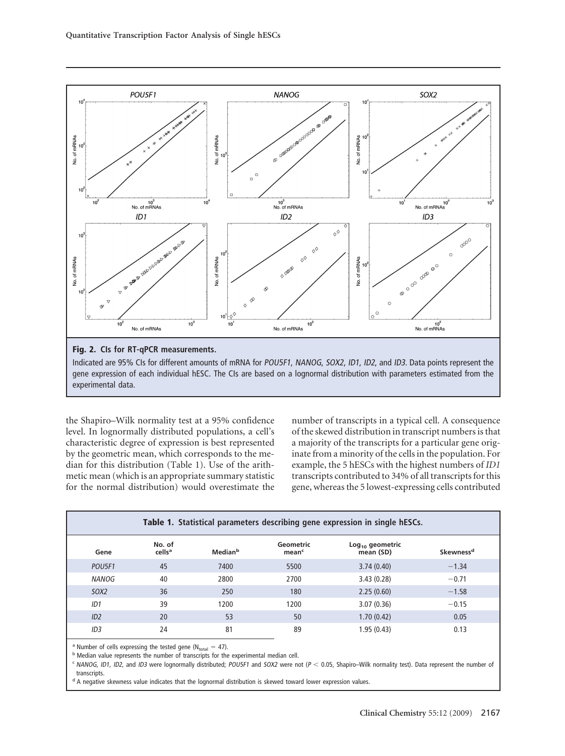**Fig. 2. CIs for RT-qPCR measurements.**

Indicated are 95% CIs for different amounts of mRNA for *POU5F1*, *NANOG*, *SOX2*, *ID1*, *ID2*, and *ID3*. Data points represent the gene expression of each individual hESC. The CIs are based on a lognormal distribution with parameters estimated from the experimental data.

the Shapiro–Wilk normality test at a 95% confidence level. In lognormally distributed populations, a cell's characteristic degree of expression is best represented by the geometric mean, which corresponds to the median for this distribution (Table 1). Use of the arithmetic mean (which is an appropriate summary statistic for the normal distribution) would overestimate the number of transcripts in a typical cell. A consequence of the skewed distribution in transcript numbers is that a majority of the transcripts for a particular gene originate from a minority of the cells in the population. For example, the 5 hESCs with the highest numbers of *ID1* transcripts contributed to 34% of all transcripts for this gene, whereas the 5 lowest-expressing cells contributed

**Table 1. Statistical parameters describing gene expression in single hESCs.**

| Gene | No. of cells[a] | Median[b] | Geometric mean[c] | $Log_{10}$ geometric mean (SD) | Skewness[d] |
|---|---|---|---|---|---|
| *POU5F1* | 45 | 7400 | 5500 | 3.74 (0.40) | −1.34 |
| *NANOG* | 40 | 2800 | 2700 | 3.43 (0.28) | −0.71 |
| *SOX2* | 36 | 250 | 180 | 2.25 (0.60) | −1.58 |
| *ID1* | 39 | 1200 | 1200 | 3.07 (0.36) | −0.15 |
| *ID2* | 20 | 53 | 50 | 1.70 (0.42) | 0.05 |
| *ID3* | 24 | 81 | 89 | 1.95 (0.43) | 0.13 |

[a] Number of cells expressing the tested gene ($N_{total} = 47$).

[b] Median value represents the number of transcripts for the experimental median cell.

[c] *NANOG*, *ID1*, *ID2*, and *ID3* were lognormally distributed; *POU5F1* and *SOX2* were not ($P < 0.05$, Shapiro–Wilk normality test). Data represent the number of transcripts.

[d] A negative skewness value indicates that the lognormal distribution is skewed toward lower expression values.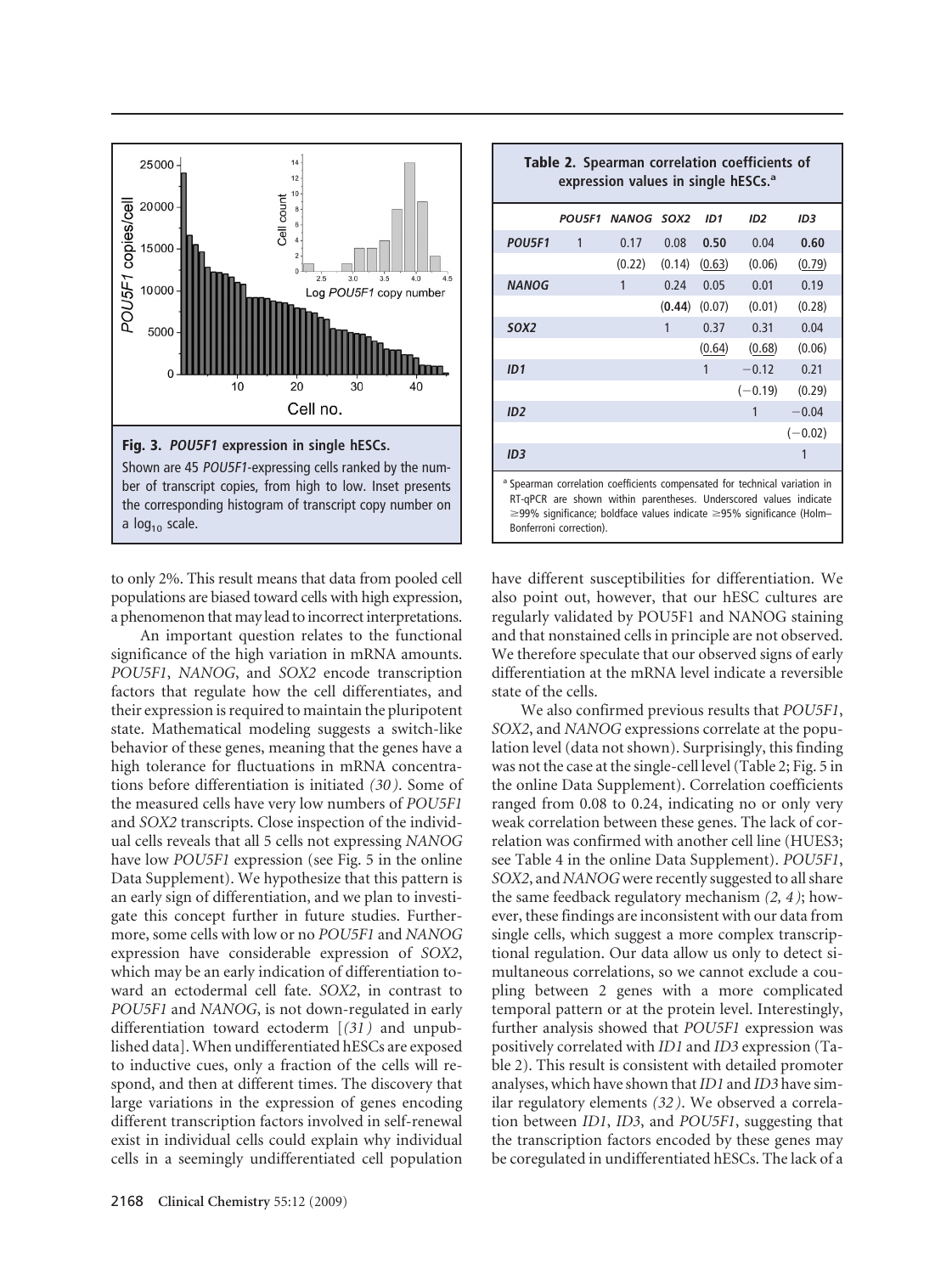**Fig. 3. *POU5F1* expression in single hESCs.**

Shown are 45 *POU5F1*-expressing cells ranked by the number of transcript copies, from high to low. Inset presents the corresponding histogram of transcript copy number on a $\log_{10}$ scale.

**Table 2. Spearman correlation coefficients of expression values in single hESCs.[a]**

| | *POU5F1* | *NANOG* | *SOX2* | *ID1* | *ID2* | *ID3* |
|---|---|---|---|---|---|---|
| ***POU5F1*** | 1 | 0.17 | 0.08 | **0.50** | 0.04 | **0.60** |
| | | (0.22) | (0.14) | (0.63) | (0.06) | (0.79) |
| ***NANOG*** | | 1 | 0.24 | 0.05 | 0.01 | 0.19 |
| | | | (**0.44**) | (0.07) | (0.01) | (0.28) |
| ***SOX2*** | | | 1 | 0.37 | 0.31 | 0.04 |
| | | | | (0.64) | (0.68) | (0.06) |
| ***ID1*** | | | | 1 | −0.12 | 0.21 |
| | | | | | (−0.19) | (0.29) |
| ***ID2*** | | | | | 1 | −0.04 |
| | | | | | | (−0.02) |
| ***ID3*** | | | | | | 1 |

[a] Spearman correlation coefficients compensated for technical variation in RT-qPCR are shown within parentheses. Underscored values indicate ≥99% significance; boldface values indicate ≥95% significance (Holm–Bonferroni correction).

to only 2%. This result means that data from pooled cell populations are biased toward cells with high expression, a phenomenon that may lead to incorrect interpretations.

An important question relates to the functional significance of the high variation in mRNA amounts. *POU5F1*, *NANOG*, and *SOX2* encode transcription factors that regulate how the cell differentiates, and their expression is required to maintain the pluripotent state. Mathematical modeling suggests a switch-like behavior of these genes, meaning that the genes have a high tolerance for fluctuations in mRNA concentrations before differentiation is initiated *(30)*. Some of the measured cells have very low numbers of *POU5F1* and *SOX2* transcripts. Close inspection of the individual cells reveals that all 5 cells not expressing *NANOG* have low *POU5F1* expression (see Fig. 5 in the online Data Supplement). We hypothesize that this pattern is an early sign of differentiation, and we plan to investigate this concept further in future studies. Furthermore, some cells with low or no *POU5F1* and *NANOG* expression have considerable expression of *SOX2*, which may be an early indication of differentiation toward an ectodermal cell fate. *SOX2*, in contrast to *POU5F1* and *NANOG*, is not down-regulated in early differentiation toward ectoderm [*(31)* and unpublished data]. When undifferentiated hESCs are exposed to inductive cues, only a fraction of the cells will respond, and then at different times. The discovery that large variations in the expression of genes encoding different transcription factors involved in self-renewal exist in individual cells could explain why individual cells in a seemingly undifferentiated cell population have different susceptibilities for differentiation. We also point out, however, that our hESC cultures are regularly validated by POU5F1 and NANOG staining and that nonstained cells in principle are not observed. We therefore speculate that our observed signs of early differentiation at the mRNA level indicate a reversible state of the cells.

We also confirmed previous results that *POU5F1*, *SOX2*, and *NANOG* expressions correlate at the population level (data not shown). Surprisingly, this finding was not the case at the single-cell level (Table 2; Fig. 5 in the online Data Supplement). Correlation coefficients ranged from 0.08 to 0.24, indicating no or only very weak correlation between these genes. The lack of correlation was confirmed with another cell line (HUES3; see Table 4 in the online Data Supplement). *POU5F1*, *SOX2*, and *NANOG* were recently suggested to all share the same feedback regulatory mechanism *(2, 4)*; however, these findings are inconsistent with our data from single cells, which suggest a more complex transcriptional regulation. Our data allow us only to detect simultaneous correlations, so we cannot exclude a coupling between 2 genes with a more complicated temporal pattern or at the protein level. Interestingly, further analysis showed that *POU5F1* expression was positively correlated with *ID1* and *ID3* expression (Table 2). This result is consistent with detailed promoter analyses, which have shown that *ID1* and *ID3* have similar regulatory elements *(32)*. We observed a correlation between *ID1*, *ID3*, and *POU5F1*, suggesting that the transcription factors encoded by these genes may be coregulated in undifferentiated hESCs. The lack of a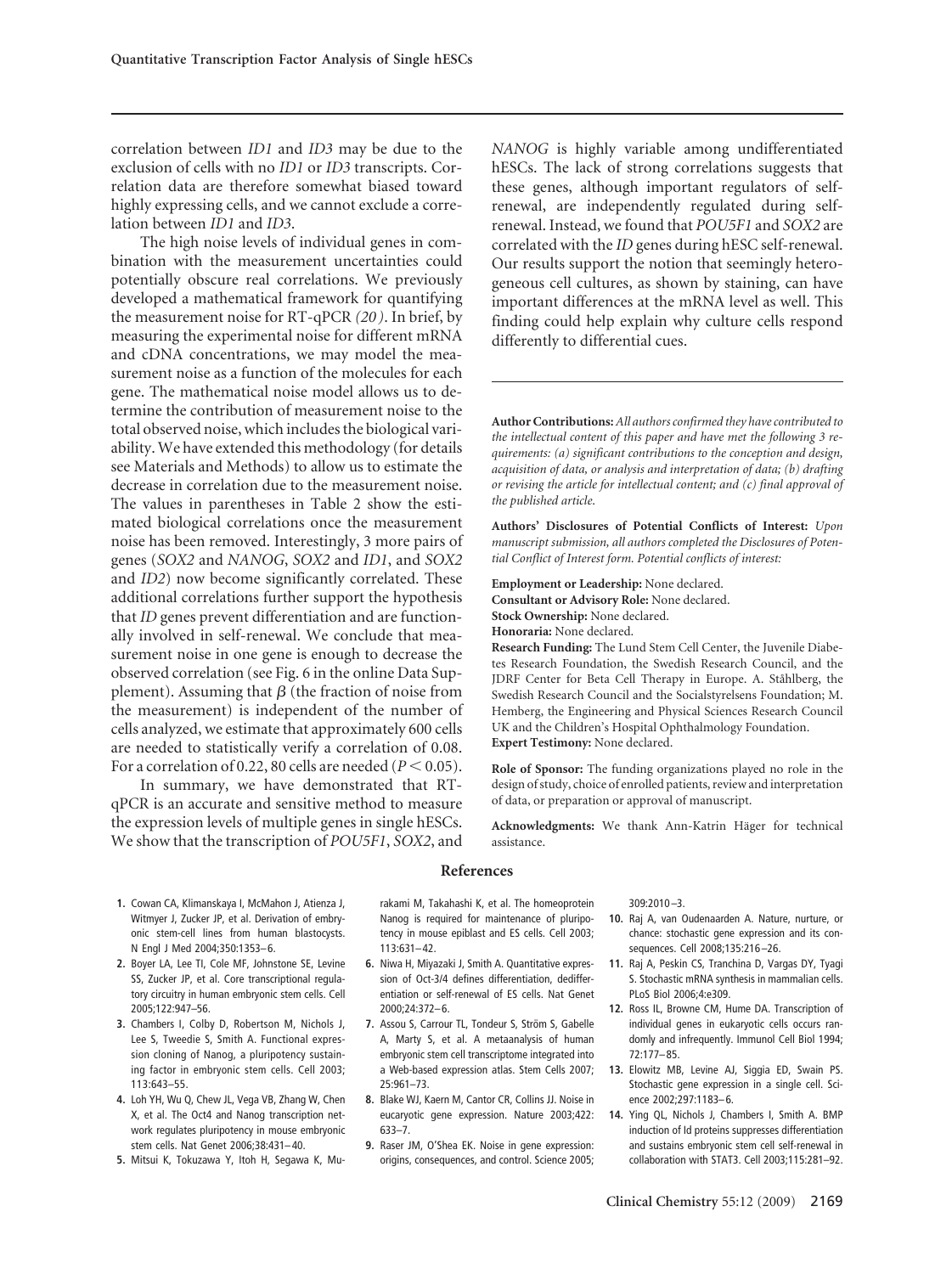correlation between *ID1* and *ID3* may be due to the exclusion of cells with no *ID1* or *ID3* transcripts. Correlation data are therefore somewhat biased toward highly expressing cells, and we cannot exclude a correlation between *ID1* and *ID3*.

The high noise levels of individual genes in combination with the measurement uncertainties could potentially obscure real correlations. We previously developed a mathematical framework for quantifying the measurement noise for RT-qPCR *(20)*. In brief, by measuring the experimental noise for different mRNA and cDNA concentrations, we may model the measurement noise as a function of the molecules for each gene. The mathematical noise model allows us to determine the contribution of measurement noise to the total observed noise, which includes the biological variability. We have extended this methodology (for details see Materials and Methods) to allow us to estimate the decrease in correlation due to the measurement noise. The values in parentheses in Table 2 show the estimated biological correlations once the measurement noise has been removed. Interestingly, 3 more pairs of genes (*SOX2* and *NANOG*, *SOX2* and *ID1*, and *SOX2* and *ID2*) now become significantly correlated. These additional correlations further support the hypothesis that *ID* genes prevent differentiation and are functionally involved in self-renewal. We conclude that measurement noise in one gene is enough to decrease the observed correlation (see Fig. 6 in the online Data Supplement). Assuming that $\beta$ (the fraction of noise from the measurement) is independent of the number of cells analyzed, we estimate that approximately 600 cells are needed to statistically verify a correlation of 0.08. For a correlation of 0.22, 80 cells are needed ($P < 0.05$).

In summary, we have demonstrated that RT-qPCR is an accurate and sensitive method to measure the expression levels of multiple genes in single hESCs. We show that the transcription of *POU5F1*, *SOX2*, and *NANOG* is highly variable among undifferentiated hESCs. The lack of strong correlations suggests that these genes, although important regulators of self-renewal, are independently regulated during self-renewal. Instead, we found that *POU5F1* and *SOX2* are correlated with the *ID* genes during hESC self-renewal. Our results support the notion that seemingly heterogeneous cell cultures, as shown by staining, can have important differences at the mRNA level as well. This finding could help explain why culture cells respond differently to differential cues.

---

**Author Contributions:** *All authors confirmed they have contributed to the intellectual content of this paper and have met the following 3 requirements: (a) significant contributions to the conception and design, acquisition of data, or analysis and interpretation of data; (b) drafting or revising the article for intellectual content; and (c) final approval of the published article.*

**Authors' Disclosures of Potential Conflicts of Interest:** *Upon manuscript submission, all authors completed the Disclosures of Potential Conflict of Interest form. Potential conflicts of interest:*

**Employment or Leadership:** None declared.
**Consultant or Advisory Role:** None declared.
**Stock Ownership:** None declared.
**Honoraria:** None declared.
**Research Funding:** The Lund Stem Cell Center, the Juvenile Diabetes Research Foundation, the Swedish Research Council, and the JDRF Center for Beta Cell Therapy in Europe. A. Ståhlberg, the Swedish Research Council and the Socialstyrelsens Foundation; M. Hemberg, the Engineering and Physical Sciences Research Council UK and the Children's Hospital Ophthalmology Foundation.
**Expert Testimony:** None declared.

**Role of Sponsor:** The funding organizations played no role in the design of study, choice of enrolled patients, review and interpretation of data, or preparation or approval of manuscript.

**Acknowledgments:** We thank Ann-Katrin Häger for technical assistance.

## References

1. Cowan CA, Klimanskaya I, McMahon J, Atienza J, Witmyer J, Zucker JP, et al. Derivation of embryonic stem-cell lines from human blastocysts. N Engl J Med 2004;350:1353–6.
2. Boyer LA, Lee TI, Cole MF, Johnstone SE, Levine SS, Zucker JP, et al. Core transcriptional regulatory circuitry in human embryonic stem cells. Cell 2005;122:947–56.
3. Chambers I, Colby D, Robertson M, Nichols J, Lee S, Tweedie S, Smith A. Functional expression cloning of Nanog, a pluripotency sustaining factor in embryonic stem cells. Cell 2003; 113:643–55.
4. Loh YH, Wu Q, Chew JL, Vega VB, Zhang W, Chen X, et al. The Oct4 and Nanog transcription network regulates pluripotency in mouse embryonic stem cells. Nat Genet 2006;38:431–40.
5. Mitsui K, Tokuzawa Y, Itoh H, Segawa K, Murakami M, Takahashi K, et al. The homeoprotein Nanog is required for maintenance of pluripotency in mouse epiblast and ES cells. Cell 2003; 113:631–42.
6. Niwa H, Miyazaki J, Smith A. Quantitative expression of Oct-3/4 defines differentiation, dedifferentiation or self-renewal of ES cells. Nat Genet 2000;24:372–6.
7. Assou S, Carrour TL, Tondeur S, Ström S, Gabelle A, Marty S, et al. A metaanalysis of human embryonic stem cell transcriptome integrated into a Web-based expression atlas. Stem Cells 2007; 25:961–73.
8. Blake WJ, Kaern M, Cantor CR, Collins JJ. Noise in eucaryotic gene expression. Nature 2003;422: 633–7.
9. Raser JM, O'Shea EK. Noise in gene expression: origins, consequences, and control. Science 2005; 309:2010–3.
10. Raj A, van Oudenaarden A. Nature, nurture, or chance: stochastic gene expression and its consequences. Cell 2008;135:216–26.
11. Raj A, Peskin CS, Tranchina D, Vargas DY, Tyagi S. Stochastic mRNA synthesis in mammalian cells. PLoS Biol 2006;4:e309.
12. Ross IL, Browne CM, Hume DA. Transcription of individual genes in eukaryotic cells occurs randomly and infrequently. Immunol Cell Biol 1994; 72:177–85.
13. Elowitz MB, Levine AJ, Siggia ED, Swain PS. Stochastic gene expression in a single cell. Science 2002;297:1183–6.
14. Ying QL, Nichols J, Chambers I, Smith A. BMP induction of Id proteins suppresses differentiation and sustains embryonic stem cell self-renewal in collaboration with STAT3. Cell 2003;115:281–92.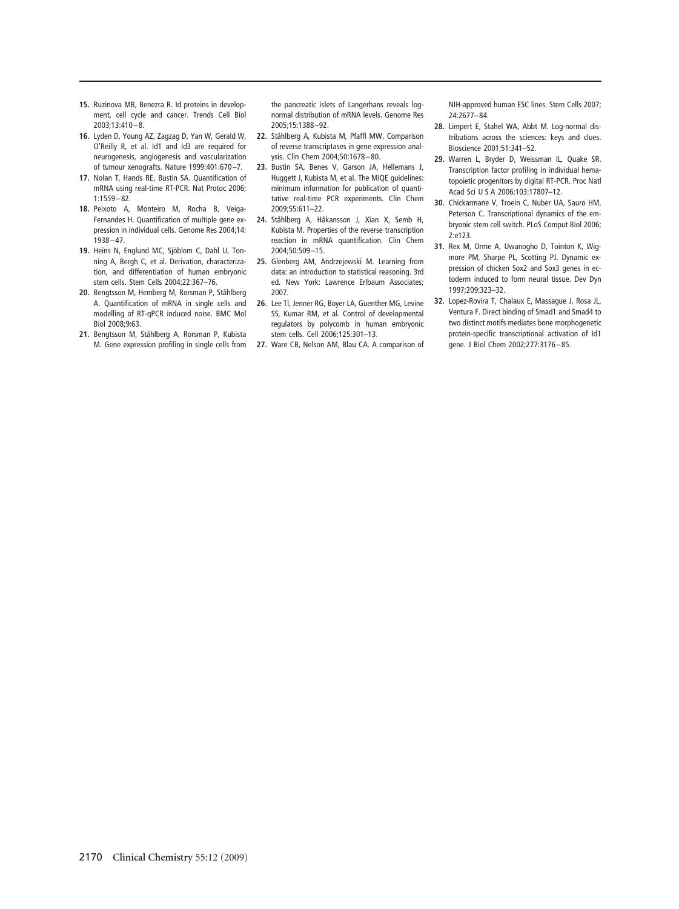15. Ruzinova MB, Benezra R. Id proteins in development, cell cycle and cancer. Trends Cell Biol 2003;13:410–8.
16. Lyden D, Young AZ, Zagzag D, Yan W, Gerald W, O'Reilly R, et al. Id1 and Id3 are required for neurogenesis, angiogenesis and vascularization of tumour xenografts. Nature 1999;401:670–7.
17. Nolan T, Hands RE, Bustin SA. Quantification of mRNA using real-time RT-PCR. Nat Protoc 2006; 1:1559–82.
18. Peixoto A, Monteiro M, Rocha B, Veiga-Fernandes H. Quantification of multiple gene expression in individual cells. Genome Res 2004;14: 1938–47.
19. Heins N, Englund MC, Sjöblom C, Dahl U, Tonning A, Bergh C, et al. Derivation, characterization, and differentiation of human embryonic stem cells. Stem Cells 2004;22:367–76.
20. Bengtsson M, Hemberg M, Rorsman P, Ståhlberg A. Quantification of mRNA in single cells and modelling of RT-qPCR induced noise. BMC Mol Biol 2008;9:63.
21. Bengtsson M, Ståhlberg A, Rorsman P, Kubista M. Gene expression profiling in single cells from the pancreatic islets of Langerhans reveals lognormal distribution of mRNA levels. Genome Res 2005;15:1388–92.
22. Ståhlberg A, Kubista M, Pfaffl MW. Comparison of reverse transcriptases in gene expression analysis. Clin Chem 2004;50:1678–80.
23. Bustin SA, Benes V, Garson JA, Hellemans J, Huggett J, Kubista M, et al. The MIQE guidelines: minimum information for publication of quantitative real-time PCR experiments. Clin Chem 2009;55:611–22.
24. Ståhlberg A, Håkansson J, Xian X, Semb H, Kubista M. Properties of the reverse transcription reaction in mRNA quantification. Clin Chem 2004;50:509–15.
25. Glenberg AM, Andrzejewski M. Learning from data: an introduction to statistical reasoning. 3rd ed. New York: Lawrence Erlbaum Associates; 2007.
26. Lee TI, Jenner RG, Boyer LA, Guenther MG, Levine SS, Kumar RM, et al. Control of developmental regulators by polycomb in human embryonic stem cells. Cell 2006;125:301–13.
27. Ware CB, Nelson AM, Blau CA. A comparison of NIH-approved human ESC lines. Stem Cells 2007; 24:2677–84.
28. Limpert E, Stahel WA, Abbt M. Log-normal distributions across the sciences: keys and clues. Bioscience 2001;51:341–52.
29. Warren L, Bryder D, Weissman IL, Quake SR. Transcription factor profiling in individual hematopoietic progenitors by digital RT-PCR. Proc Natl Acad Sci U S A 2006;103:17807–12.
30. Chickarmane V, Troein C, Nuber UA, Sauro HM, Peterson C. Transcriptional dynamics of the embryonic stem cell switch. PLoS Comput Biol 2006; 2:e123.
31. Rex M, Orme A, Uwanogho D, Tointon K, Wigmore PM, Sharpe PL, Scotting PJ. Dynamic expression of chicken Sox2 and Sox3 genes in ectoderm induced to form neural tissue. Dev Dyn 1997;209:323–32.
32. Lopez-Rovira T, Chalaux E, Massague J, Rosa JL, Ventura F. Direct binding of Smad1 and Smad4 to two distinct motifs mediates bone morphogenetic protein-specific transcriptional activation of Id1 gene. J Biol Chem 2002;277:3176–85.